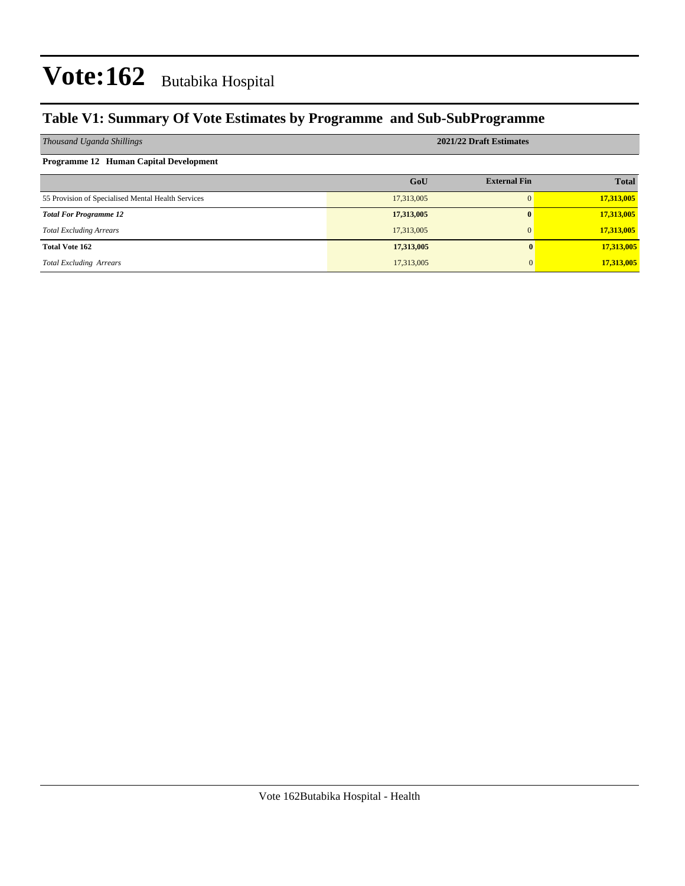# Vote:162 Butabika Hospital

## Table V1: Summary Of Vote Estimates by Programme and Sub-SubProgramme

| *Thousand Uganda Shillings* | 2021/22 Draft Estimates | | |
|---|---|---|---|
| **Programme 12 Human Capital Development** | | | |
| | **GoU** | **External Fin** | **Total** |
| 55 Provision of Specialised Mental Health Services | 17,313,005 | 0 | **17,313,005** |
| ***Total For Programme 12*** | **17,313,005** | **0** | **17,313,005** |
| *Total Excluding Arrears* | 17,313,005 | 0 | **17,313,005** |
| **Total Vote 162** | **17,313,005** | **0** | **17,313,005** |
| *Total Excluding Arrears* | 17,313,005 | 0 | **17,313,005** |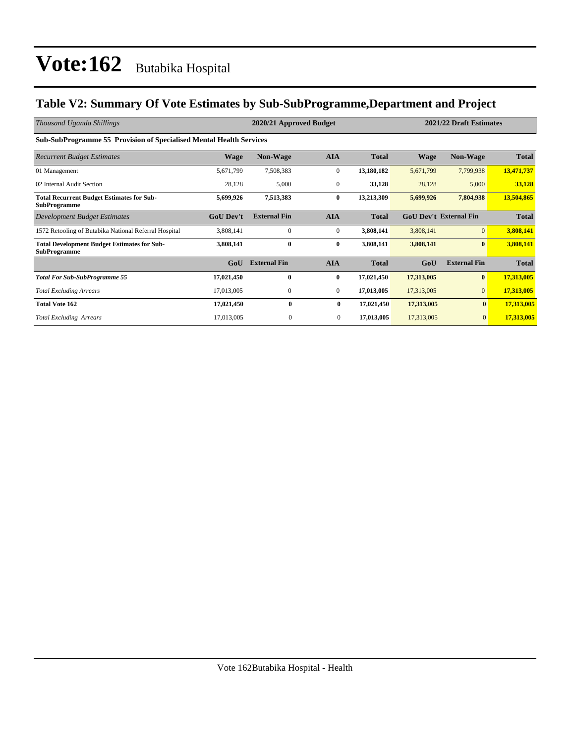# Vote:162 Butabika Hospital

## Table V2: Summary Of Vote Estimates by Sub-SubProgramme,Department and Project

| *Thousand Uganda Shillings* | 2020/21 Approved Budget | | | | 2021/22 Draft Estimates | | |
|---|---|---|---|---|---|---|---|
| **Sub-SubProgramme 55 Provision of Specialised Mental Health Services** | | | | | | | |
| *Recurrent Budget Estimates* | **Wage** | **Non-Wage** | **AIA** | **Total** | **Wage** | **Non-Wage** | **Total** |
| 01 Management | 5,671,799 | 7,508,383 | 0 | **13,180,182** | 5,671,799 | 7,799,938 | **13,471,737** |
| 02 Internal Audit Section | 28,128 | 5,000 | 0 | **33,128** | 28,128 | 5,000 | **33,128** |
| **Total Recurrent Budget Estimates for Sub-SubProgramme** | **5,699,926** | **7,513,383** | **0** | **13,213,309** | **5,699,926** | **7,804,938** | **13,504,865** |
| *Development Budget Estimates* | **GoU Dev't** | **External Fin** | **AIA** | **Total** | **GoU Dev't** | **External Fin** | **Total** |
| 1572 Retooling of Butabika National Referral Hospital | 3,808,141 | 0 | 0 | **3,808,141** | 3,808,141 | 0 | **3,808,141** |
| **Total Development Budget Estimates for Sub-SubProgramme** | **3,808,141** | **0** | **0** | **3,808,141** | **3,808,141** | **0** | **3,808,141** |
| | **GoU** | **External Fin** | **AIA** | **Total** | **GoU** | **External Fin** | **Total** |
| ***Total For Sub-SubProgramme 55*** | **17,021,450** | **0** | **0** | **17,021,450** | **17,313,005** | **0** | **17,313,005** |
| *Total Excluding Arrears* | 17,013,005 | 0 | 0 | **17,013,005** | 17,313,005 | 0 | **17,313,005** |
| **Total Vote 162** | **17,021,450** | **0** | **0** | **17,021,450** | **17,313,005** | **0** | **17,313,005** |
| *Total Excluding Arrears* | 17,013,005 | 0 | 0 | **17,013,005** | 17,313,005 | 0 | **17,313,005** |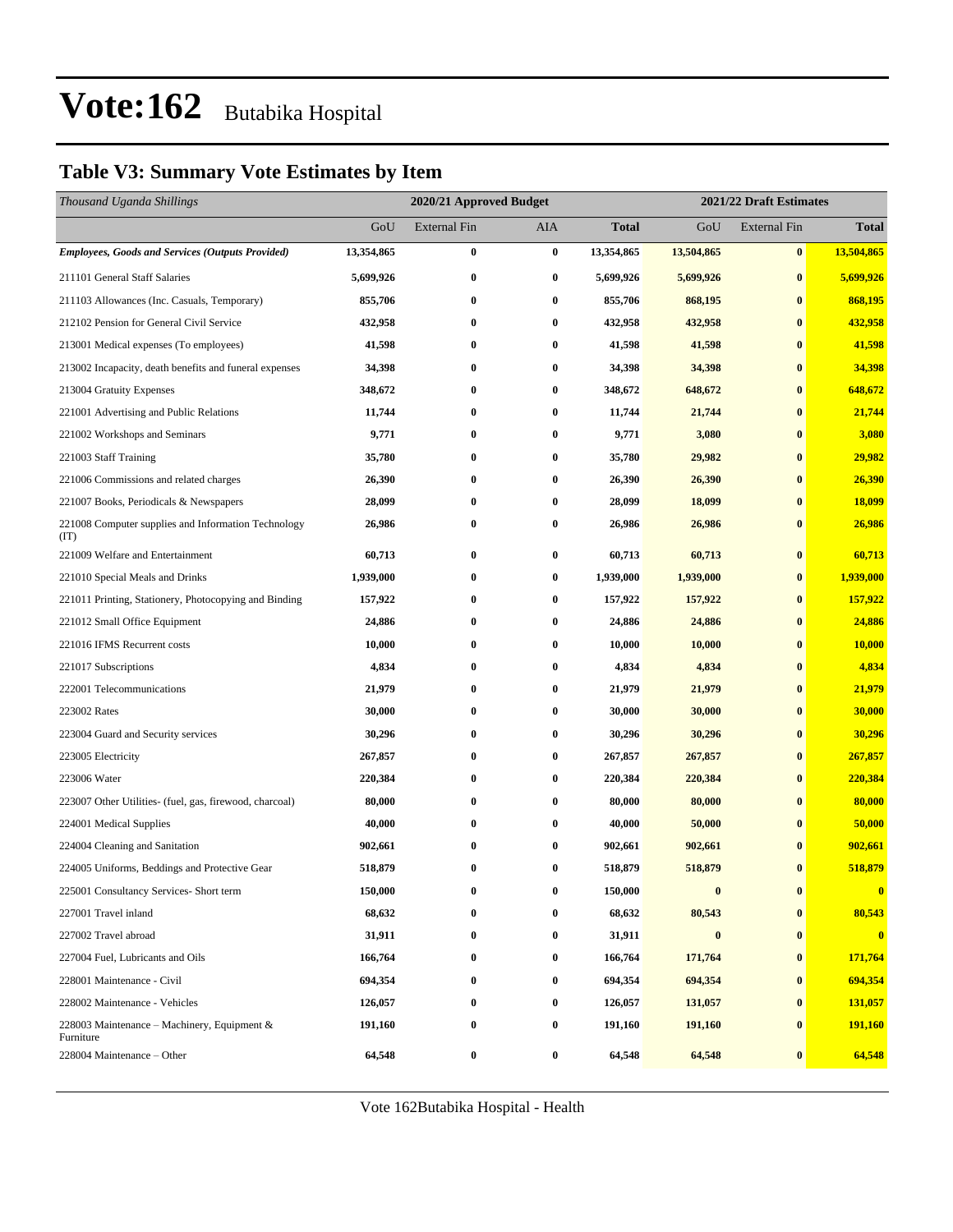# Vote:162 Butabika Hospital

## Table V3: Summary Vote Estimates by Item

| *Thousand Uganda Shillings* | 2020/21 Approved Budget | | | | 2021/22 Draft Estimates | | |
|---|---|---|---|---|---|---|---|
| | GoU | External Fin | AIA | **Total** | GoU | External Fin | **Total** |
| ***Employees, Goods and Services (Outputs Provided)*** | **13,354,865** | **0** | **0** | **13,354,865** | **13,504,865** | **0** | **13,504,865** |
| 211101 General Staff Salaries | **5,699,926** | **0** | **0** | **5,699,926** | **5,699,926** | **0** | **5,699,926** |
| 211103 Allowances (Inc. Casuals, Temporary) | **855,706** | **0** | **0** | **855,706** | **868,195** | **0** | **868,195** |
| 212102 Pension for General Civil Service | **432,958** | **0** | **0** | **432,958** | **432,958** | **0** | **432,958** |
| 213001 Medical expenses (To employees) | **41,598** | **0** | **0** | **41,598** | **41,598** | **0** | **41,598** |
| 213002 Incapacity, death benefits and funeral expenses | **34,398** | **0** | **0** | **34,398** | **34,398** | **0** | **34,398** |
| 213004 Gratuity Expenses | **348,672** | **0** | **0** | **348,672** | **648,672** | **0** | **648,672** |
| 221001 Advertising and Public Relations | **11,744** | **0** | **0** | **11,744** | **21,744** | **0** | **21,744** |
| 221002 Workshops and Seminars | **9,771** | **0** | **0** | **9,771** | **3,080** | **0** | **3,080** |
| 221003 Staff Training | **35,780** | **0** | **0** | **35,780** | **29,982** | **0** | **29,982** |
| 221006 Commissions and related charges | **26,390** | **0** | **0** | **26,390** | **26,390** | **0** | **26,390** |
| 221007 Books, Periodicals & Newspapers | **28,099** | **0** | **0** | **28,099** | **18,099** | **0** | **18,099** |
| 221008 Computer supplies and Information Technology (IT) | **26,986** | **0** | **0** | **26,986** | **26,986** | **0** | **26,986** |
| 221009 Welfare and Entertainment | **60,713** | **0** | **0** | **60,713** | **60,713** | **0** | **60,713** |
| 221010 Special Meals and Drinks | **1,939,000** | **0** | **0** | **1,939,000** | **1,939,000** | **0** | **1,939,000** |
| 221011 Printing, Stationery, Photocopying and Binding | **157,922** | **0** | **0** | **157,922** | **157,922** | **0** | **157,922** |
| 221012 Small Office Equipment | **24,886** | **0** | **0** | **24,886** | **24,886** | **0** | **24,886** |
| 221016 IFMS Recurrent costs | **10,000** | **0** | **0** | **10,000** | **10,000** | **0** | **10,000** |
| 221017 Subscriptions | **4,834** | **0** | **0** | **4,834** | **4,834** | **0** | **4,834** |
| 222001 Telecommunications | **21,979** | **0** | **0** | **21,979** | **21,979** | **0** | **21,979** |
| 223002 Rates | **30,000** | **0** | **0** | **30,000** | **30,000** | **0** | **30,000** |
| 223004 Guard and Security services | **30,296** | **0** | **0** | **30,296** | **30,296** | **0** | **30,296** |
| 223005 Electricity | **267,857** | **0** | **0** | **267,857** | **267,857** | **0** | **267,857** |
| 223006 Water | **220,384** | **0** | **0** | **220,384** | **220,384** | **0** | **220,384** |
| 223007 Other Utilities- (fuel, gas, firewood, charcoal) | **80,000** | **0** | **0** | **80,000** | **80,000** | **0** | **80,000** |
| 224001 Medical Supplies | **40,000** | **0** | **0** | **40,000** | **50,000** | **0** | **50,000** |
| 224004 Cleaning and Sanitation | **902,661** | **0** | **0** | **902,661** | **902,661** | **0** | **902,661** |
| 224005 Uniforms, Beddings and Protective Gear | **518,879** | **0** | **0** | **518,879** | **518,879** | **0** | **518,879** |
| 225001 Consultancy Services- Short term | **150,000** | **0** | **0** | **150,000** | **0** | **0** | **0** |
| 227001 Travel inland | **68,632** | **0** | **0** | **68,632** | **80,543** | **0** | **80,543** |
| 227002 Travel abroad | **31,911** | **0** | **0** | **31,911** | **0** | **0** | **0** |
| 227004 Fuel, Lubricants and Oils | **166,764** | **0** | **0** | **166,764** | **171,764** | **0** | **171,764** |
| 228001 Maintenance - Civil | **694,354** | **0** | **0** | **694,354** | **694,354** | **0** | **694,354** |
| 228002 Maintenance - Vehicles | **126,057** | **0** | **0** | **126,057** | **131,057** | **0** | **131,057** |
| 228003 Maintenance – Machinery, Equipment & Furniture | **191,160** | **0** | **0** | **191,160** | **191,160** | **0** | **191,160** |
| 228004 Maintenance – Other | **64,548** | **0** | **0** | **64,548** | **64,548** | **0** | **64,548** |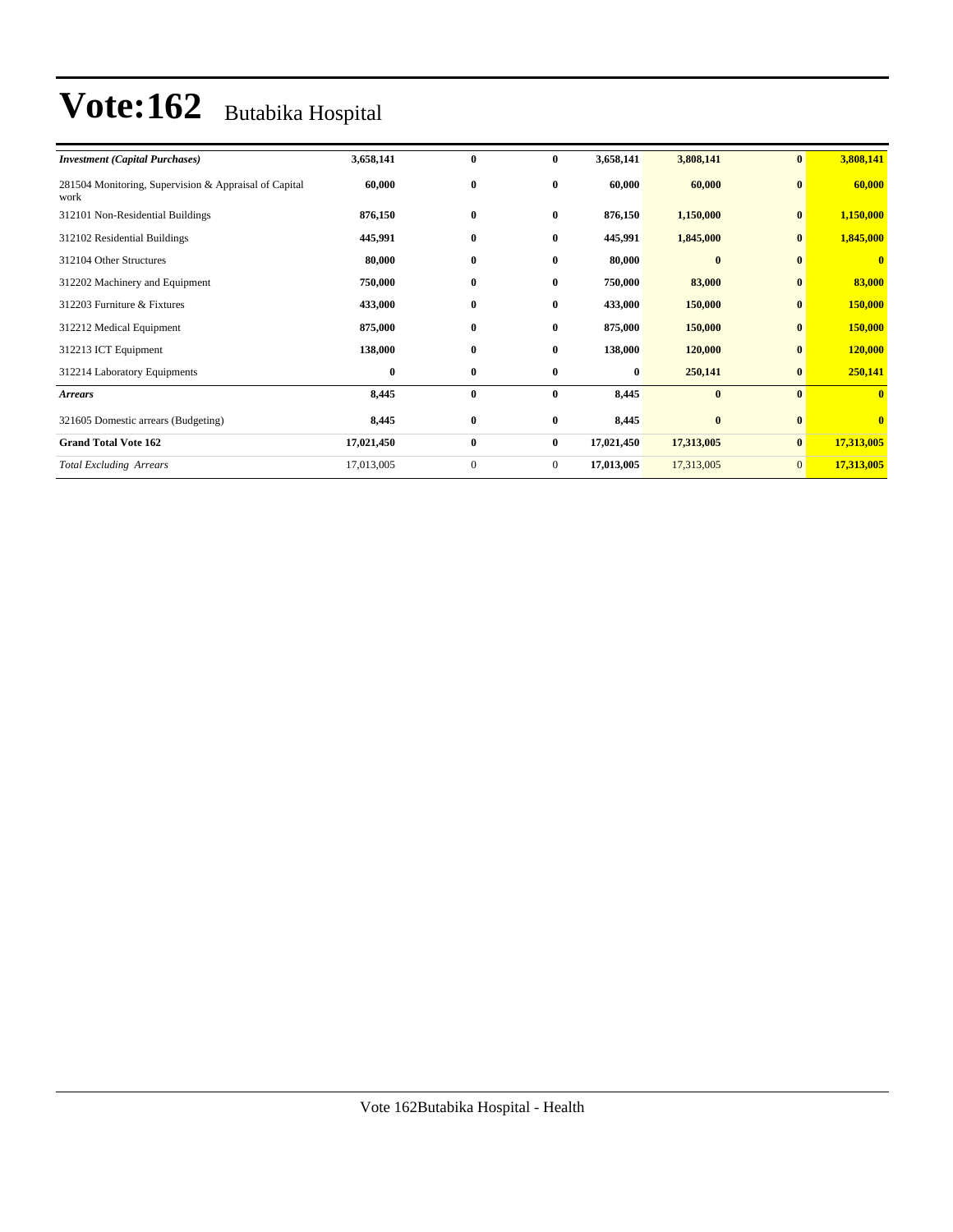# Vote:162 Butabika Hospital

| | | | | | | | |
|---|---|---|---|---|---|---|---|
| ***Investment (Capital Purchases)*** | **3,658,141** | **0** | **0** | **3,658,141** | **3,808,141** | **0** | **3,808,141** |
| 281504 Monitoring, Supervision & Appraisal of Capital work | **60,000** | **0** | **0** | **60,000** | **60,000** | **0** | **60,000** |
| 312101 Non-Residential Buildings | **876,150** | **0** | **0** | **876,150** | **1,150,000** | **0** | **1,150,000** |
| 312102 Residential Buildings | **445,991** | **0** | **0** | **445,991** | **1,845,000** | **0** | **1,845,000** |
| 312104 Other Structures | **80,000** | **0** | **0** | **80,000** | **0** | **0** | **0** |
| 312202 Machinery and Equipment | **750,000** | **0** | **0** | **750,000** | **83,000** | **0** | **83,000** |
| 312203 Furniture & Fixtures | **433,000** | **0** | **0** | **433,000** | **150,000** | **0** | **150,000** |
| 312212 Medical Equipment | **875,000** | **0** | **0** | **875,000** | **150,000** | **0** | **150,000** |
| 312213 ICT Equipment | **138,000** | **0** | **0** | **138,000** | **120,000** | **0** | **120,000** |
| 312214 Laboratory Equipments | **0** | **0** | **0** | **0** | **250,141** | **0** | **250,141** |
| ***Arrears*** | **8,445** | **0** | **0** | **8,445** | **0** | **0** | **0** |
| 321605 Domestic arrears (Budgeting) | **8,445** | **0** | **0** | **8,445** | **0** | **0** | **0** |
| **Grand Total Vote 162** | **17,021,450** | **0** | **0** | **17,021,450** | **17,313,005** | **0** | **17,313,005** |
| *Total Excluding Arrears* | 17,013,005 | 0 | 0 | **17,013,005** | 17,313,005 | 0 | **17,313,005** |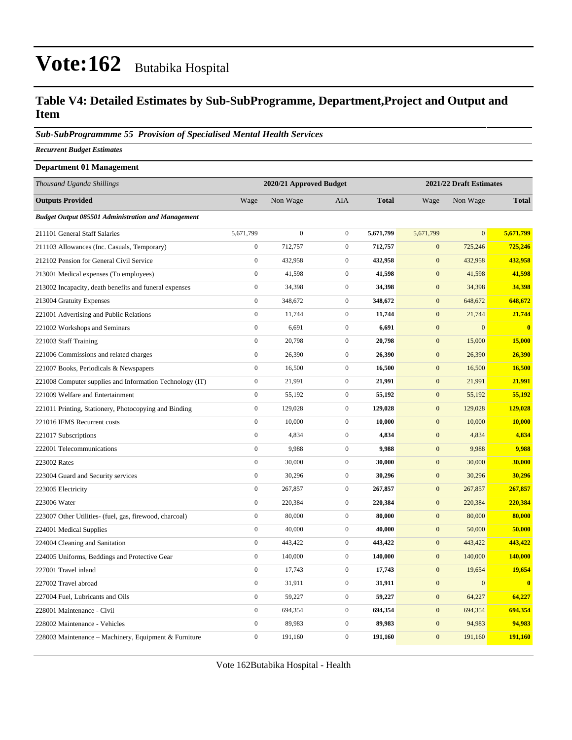# Vote:162 Butabika Hospital

## Table V4: Detailed Estimates by Sub-SubProgramme, Department,Project and Output and Item

### *Sub-SubProgrammme 55 Provision of Specialised Mental Health Services*

***Recurrent Budget Estimates***

**Department 01 Management**

| *Thousand Uganda Shillings* | 2020/21 Approved Budget | | | | 2021/22 Draft Estimates | | |
|---|---|---|---|---|---|---|---|
| **Outputs Provided** | Wage | Non Wage | AIA | **Total** | Wage | Non Wage | **Total** |
| ***Budget Output 085501 Administration and Management*** | | | | | | | |
| 211101 General Staff Salaries | 5,671,799 | 0 | 0 | **5,671,799** | 5,671,799 | 0 | **5,671,799** |
| 211103 Allowances (Inc. Casuals, Temporary) | 0 | 712,757 | 0 | **712,757** | 0 | 725,246 | **725,246** |
| 212102 Pension for General Civil Service | 0 | 432,958 | 0 | **432,958** | 0 | 432,958 | **432,958** |
| 213001 Medical expenses (To employees) | 0 | 41,598 | 0 | **41,598** | 0 | 41,598 | **41,598** |
| 213002 Incapacity, death benefits and funeral expenses | 0 | 34,398 | 0 | **34,398** | 0 | 34,398 | **34,398** |
| 213004 Gratuity Expenses | 0 | 348,672 | 0 | **348,672** | 0 | 648,672 | **648,672** |
| 221001 Advertising and Public Relations | 0 | 11,744 | 0 | **11,744** | 0 | 21,744 | **21,744** |
| 221002 Workshops and Seminars | 0 | 6,691 | 0 | **6,691** | 0 | 0 | **0** |
| 221003 Staff Training | 0 | 20,798 | 0 | **20,798** | 0 | 15,000 | **15,000** |
| 221006 Commissions and related charges | 0 | 26,390 | 0 | **26,390** | 0 | 26,390 | **26,390** |
| 221007 Books, Periodicals & Newspapers | 0 | 16,500 | 0 | **16,500** | 0 | 16,500 | **16,500** |
| 221008 Computer supplies and Information Technology (IT) | 0 | 21,991 | 0 | **21,991** | 0 | 21,991 | **21,991** |
| 221009 Welfare and Entertainment | 0 | 55,192 | 0 | **55,192** | 0 | 55,192 | **55,192** |
| 221011 Printing, Stationery, Photocopying and Binding | 0 | 129,028 | 0 | **129,028** | 0 | 129,028 | **129,028** |
| 221016 IFMS Recurrent costs | 0 | 10,000 | 0 | **10,000** | 0 | 10,000 | **10,000** |
| 221017 Subscriptions | 0 | 4,834 | 0 | **4,834** | 0 | 4,834 | **4,834** |
| 222001 Telecommunications | 0 | 9,988 | 0 | **9,988** | 0 | 9,988 | **9,988** |
| 223002 Rates | 0 | 30,000 | 0 | **30,000** | 0 | 30,000 | **30,000** |
| 223004 Guard and Security services | 0 | 30,296 | 0 | **30,296** | 0 | 30,296 | **30,296** |
| 223005 Electricity | 0 | 267,857 | 0 | **267,857** | 0 | 267,857 | **267,857** |
| 223006 Water | 0 | 220,384 | 0 | **220,384** | 0 | 220,384 | **220,384** |
| 223007 Other Utilities- (fuel, gas, firewood, charcoal) | 0 | 80,000 | 0 | **80,000** | 0 | 80,000 | **80,000** |
| 224001 Medical Supplies | 0 | 40,000 | 0 | **40,000** | 0 | 50,000 | **50,000** |
| 224004 Cleaning and Sanitation | 0 | 443,422 | 0 | **443,422** | 0 | 443,422 | **443,422** |
| 224005 Uniforms, Beddings and Protective Gear | 0 | 140,000 | 0 | **140,000** | 0 | 140,000 | **140,000** |
| 227001 Travel inland | 0 | 17,743 | 0 | **17,743** | 0 | 19,654 | **19,654** |
| 227002 Travel abroad | 0 | 31,911 | 0 | **31,911** | 0 | 0 | **0** |
| 227004 Fuel, Lubricants and Oils | 0 | 59,227 | 0 | **59,227** | 0 | 64,227 | **64,227** |
| 228001 Maintenance - Civil | 0 | 694,354 | 0 | **694,354** | 0 | 694,354 | **694,354** |
| 228002 Maintenance - Vehicles | 0 | 89,983 | 0 | **89,983** | 0 | 94,983 | **94,983** |
| 228003 Maintenance – Machinery, Equipment & Furniture | 0 | 191,160 | 0 | **191,160** | 0 | 191,160 | **191,160** |

Vote 162Butabika Hospital - Health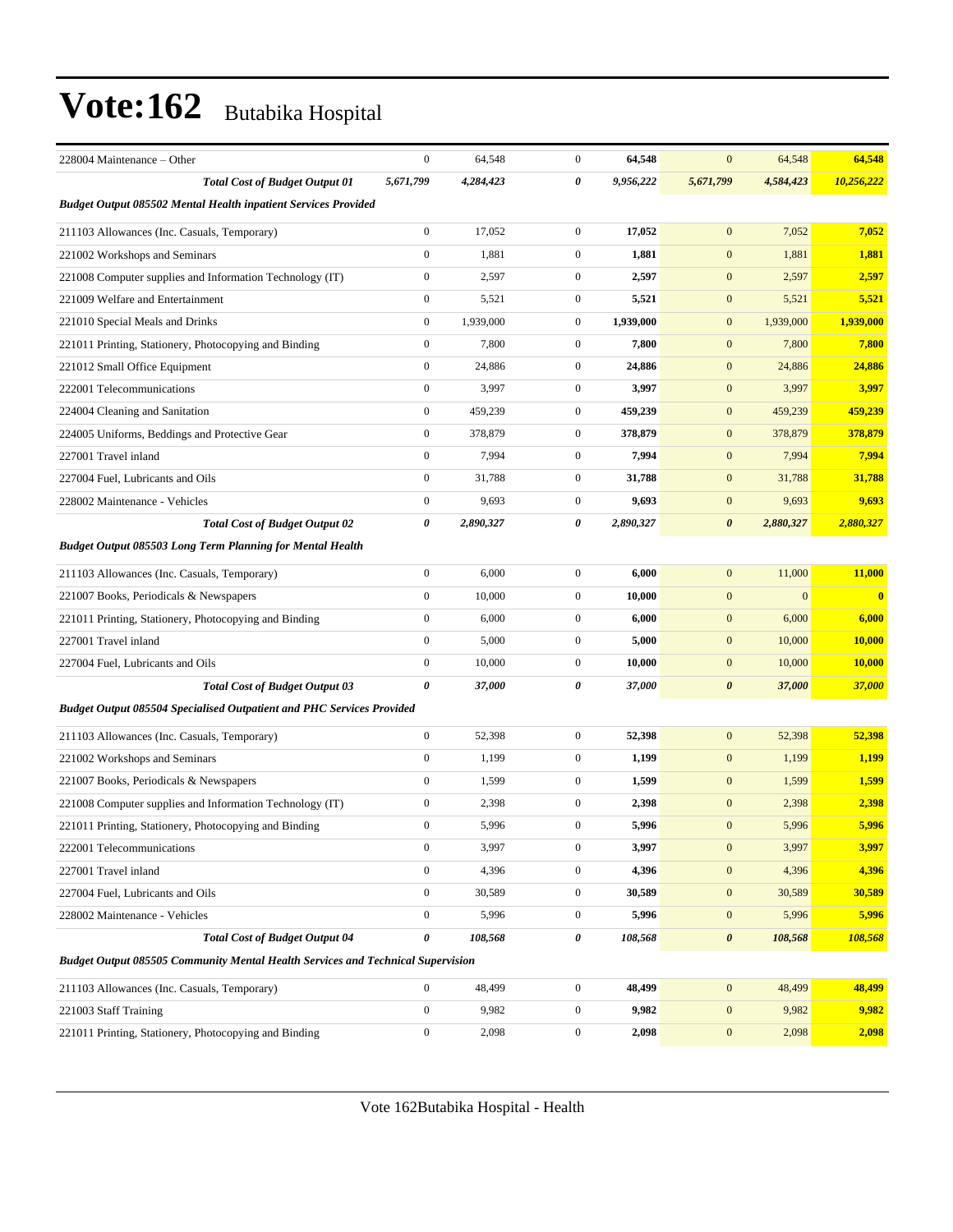# Vote:162 Butabika Hospital

| | | | | | | | |
|---|---|---|---|---|---|---|---|
| 228004 Maintenance – Other | 0 | 64,548 | 0 | **64,548** | 0 | 64,548 | **64,548** |
| ***Total Cost of Budget Output 01*** | ***5,671,799*** | ***4,284,423*** | ***0*** | ***9,956,222*** | ***5,671,799*** | ***4,584,423*** | ***10,256,222*** |
| ***Budget Output 085502 Mental Health inpatient Services Provided*** | | | | | | | |
| 211103 Allowances (Inc. Casuals, Temporary) | 0 | 17,052 | 0 | **17,052** | 0 | 7,052 | **7,052** |
| 221002 Workshops and Seminars | 0 | 1,881 | 0 | **1,881** | 0 | 1,881 | **1,881** |
| 221008 Computer supplies and Information Technology (IT) | 0 | 2,597 | 0 | **2,597** | 0 | 2,597 | **2,597** |
| 221009 Welfare and Entertainment | 0 | 5,521 | 0 | **5,521** | 0 | 5,521 | **5,521** |
| 221010 Special Meals and Drinks | 0 | 1,939,000 | 0 | **1,939,000** | 0 | 1,939,000 | **1,939,000** |
| 221011 Printing, Stationery, Photocopying and Binding | 0 | 7,800 | 0 | **7,800** | 0 | 7,800 | **7,800** |
| 221012 Small Office Equipment | 0 | 24,886 | 0 | **24,886** | 0 | 24,886 | **24,886** |
| 222001 Telecommunications | 0 | 3,997 | 0 | **3,997** | 0 | 3,997 | **3,997** |
| 224004 Cleaning and Sanitation | 0 | 459,239 | 0 | **459,239** | 0 | 459,239 | **459,239** |
| 224005 Uniforms, Beddings and Protective Gear | 0 | 378,879 | 0 | **378,879** | 0 | 378,879 | **378,879** |
| 227001 Travel inland | 0 | 7,994 | 0 | **7,994** | 0 | 7,994 | **7,994** |
| 227004 Fuel, Lubricants and Oils | 0 | 31,788 | 0 | **31,788** | 0 | 31,788 | **31,788** |
| 228002 Maintenance - Vehicles | 0 | 9,693 | 0 | **9,693** | 0 | 9,693 | **9,693** |
| ***Total Cost of Budget Output 02*** | ***0*** | ***2,890,327*** | ***0*** | ***2,890,327*** | ***0*** | ***2,880,327*** | ***2,880,327*** |
| ***Budget Output 085503 Long Term Planning for Mental Health*** | | | | | | | |
| 211103 Allowances (Inc. Casuals, Temporary) | 0 | 6,000 | 0 | **6,000** | 0 | 11,000 | **11,000** |
| 221007 Books, Periodicals & Newspapers | 0 | 10,000 | 0 | **10,000** | 0 | 0 | **0** |
| 221011 Printing, Stationery, Photocopying and Binding | 0 | 6,000 | 0 | **6,000** | 0 | 6,000 | **6,000** |
| 227001 Travel inland | 0 | 5,000 | 0 | **5,000** | 0 | 10,000 | **10,000** |
| 227004 Fuel, Lubricants and Oils | 0 | 10,000 | 0 | **10,000** | 0 | 10,000 | **10,000** |
| ***Total Cost of Budget Output 03*** | ***0*** | ***37,000*** | ***0*** | ***37,000*** | ***0*** | ***37,000*** | ***37,000*** |
| ***Budget Output 085504 Specialised Outpatient and PHC Services Provided*** | | | | | | | |
| 211103 Allowances (Inc. Casuals, Temporary) | 0 | 52,398 | 0 | **52,398** | 0 | 52,398 | **52,398** |
| 221002 Workshops and Seminars | 0 | 1,199 | 0 | **1,199** | 0 | 1,199 | **1,199** |
| 221007 Books, Periodicals & Newspapers | 0 | 1,599 | 0 | **1,599** | 0 | 1,599 | **1,599** |
| 221008 Computer supplies and Information Technology (IT) | 0 | 2,398 | 0 | **2,398** | 0 | 2,398 | **2,398** |
| 221011 Printing, Stationery, Photocopying and Binding | 0 | 5,996 | 0 | **5,996** | 0 | 5,996 | **5,996** |
| 222001 Telecommunications | 0 | 3,997 | 0 | **3,997** | 0 | 3,997 | **3,997** |
| 227001 Travel inland | 0 | 4,396 | 0 | **4,396** | 0 | 4,396 | **4,396** |
| 227004 Fuel, Lubricants and Oils | 0 | 30,589 | 0 | **30,589** | 0 | 30,589 | **30,589** |
| 228002 Maintenance - Vehicles | 0 | 5,996 | 0 | **5,996** | 0 | 5,996 | **5,996** |
| ***Total Cost of Budget Output 04*** | ***0*** | ***108,568*** | ***0*** | ***108,568*** | ***0*** | ***108,568*** | ***108,568*** |
| ***Budget Output 085505 Community Mental Health Services and Technical Supervision*** | | | | | | | |
| 211103 Allowances (Inc. Casuals, Temporary) | 0 | 48,499 | 0 | **48,499** | 0 | 48,499 | **48,499** |
| 221003 Staff Training | 0 | 9,982 | 0 | **9,982** | 0 | 9,982 | **9,982** |
| 221011 Printing, Stationery, Photocopying and Binding | 0 | 2,098 | 0 | **2,098** | 0 | 2,098 | **2,098** |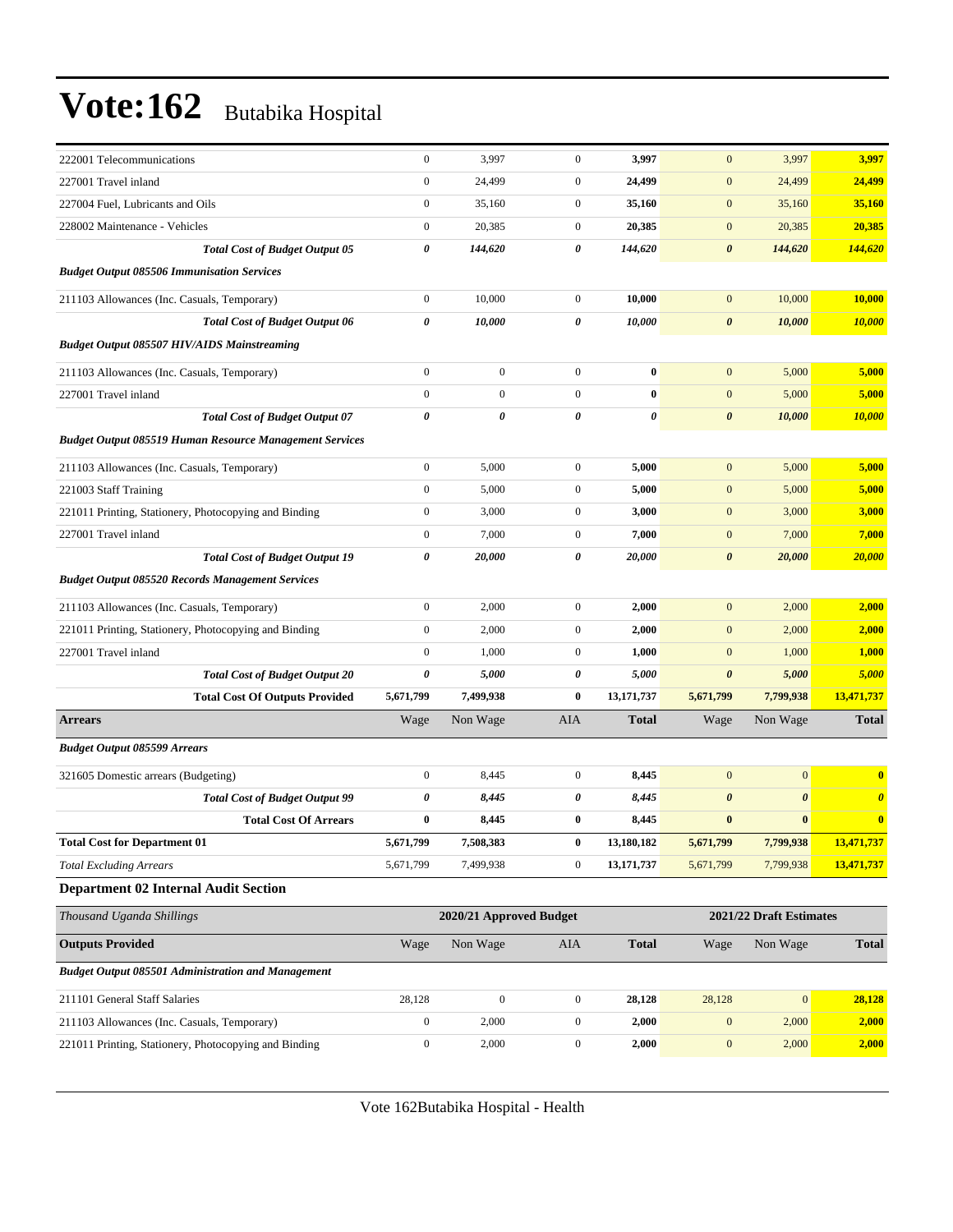# Vote:162 Butabika Hospital

| | | | | | | | |
|---|---|---|---|---|---|---|---|
| 222001 Telecommunications | 0 | 3,997 | 0 | **3,997** | 0 | 3,997 | **3,997** |
| 227001 Travel inland | 0 | 24,499 | 0 | **24,499** | 0 | 24,499 | **24,499** |
| 227004 Fuel, Lubricants and Oils | 0 | 35,160 | 0 | **35,160** | 0 | 35,160 | **35,160** |
| 228002 Maintenance - Vehicles | 0 | 20,385 | 0 | **20,385** | 0 | 20,385 | **20,385** |
| ***Total Cost of Budget Output 05*** | ***0*** | ***144,620*** | ***0*** | ***144,620*** | ***0*** | ***144,620*** | ***144,620*** |
| ***Budget Output 085506 Immunisation Services*** | | | | | | | |
| 211103 Allowances (Inc. Casuals, Temporary) | 0 | 10,000 | 0 | **10,000** | 0 | 10,000 | **10,000** |
| ***Total Cost of Budget Output 06*** | ***0*** | ***10,000*** | ***0*** | ***10,000*** | ***0*** | ***10,000*** | ***10,000*** |
| ***Budget Output 085507 HIV/AIDS Mainstreaming*** | | | | | | | |
| 211103 Allowances (Inc. Casuals, Temporary) | 0 | 0 | 0 | **0** | 0 | 5,000 | **5,000** |
| 227001 Travel inland | 0 | 0 | 0 | **0** | 0 | 5,000 | **5,000** |
| ***Total Cost of Budget Output 07*** | ***0*** | ***0*** | ***0*** | ***0*** | ***0*** | ***10,000*** | ***10,000*** |
| ***Budget Output 085519 Human Resource Management Services*** | | | | | | | |
| 211103 Allowances (Inc. Casuals, Temporary) | 0 | 5,000 | 0 | **5,000** | 0 | 5,000 | **5,000** |
| 221003 Staff Training | 0 | 5,000 | 0 | **5,000** | 0 | 5,000 | **5,000** |
| 221011 Printing, Stationery, Photocopying and Binding | 0 | 3,000 | 0 | **3,000** | 0 | 3,000 | **3,000** |
| 227001 Travel inland | 0 | 7,000 | 0 | **7,000** | 0 | 7,000 | **7,000** |
| ***Total Cost of Budget Output 19*** | ***0*** | ***20,000*** | ***0*** | ***20,000*** | ***0*** | ***20,000*** | ***20,000*** |
| ***Budget Output 085520 Records Management Services*** | | | | | | | |
| 211103 Allowances (Inc. Casuals, Temporary) | 0 | 2,000 | 0 | **2,000** | 0 | 2,000 | **2,000** |
| 221011 Printing, Stationery, Photocopying and Binding | 0 | 2,000 | 0 | **2,000** | 0 | 2,000 | **2,000** |
| 227001 Travel inland | 0 | 1,000 | 0 | **1,000** | 0 | 1,000 | **1,000** |
| ***Total Cost of Budget Output 20*** | ***0*** | ***5,000*** | ***0*** | ***5,000*** | ***0*** | ***5,000*** | ***5,000*** |
| **Total Cost Of Outputs Provided** | **5,671,799** | **7,499,938** | **0** | **13,171,737** | **5,671,799** | **7,799,938** | **13,471,737** |
| **Arrears** | Wage | Non Wage | AIA | **Total** | Wage | Non Wage | **Total** |
| ***Budget Output 085599 Arrears*** | | | | | | | |
| 321605 Domestic arrears (Budgeting) | 0 | 8,445 | 0 | **8,445** | 0 | 0 | **0** |
| ***Total Cost of Budget Output 99*** | ***0*** | ***8,445*** | ***0*** | ***8,445*** | ***0*** | ***0*** | ***0*** |
| **Total Cost Of Arrears** | **0** | **8,445** | **0** | **8,445** | **0** | **0** | **0** |
| **Total Cost for Department 01** | **5,671,799** | **7,508,383** | **0** | **13,180,182** | **5,671,799** | **7,799,938** | **13,471,737** |
| *Total Excluding Arrears* | 5,671,799 | 7,499,938 | 0 | **13,171,737** | 5,671,799 | 7,799,938 | **13,471,737** |

## Department 02 Internal Audit Section

| *Thousand Uganda Shillings* | | **2020/21 Approved Budget** | | | | **2021/22 Draft Estimates** | |
|---|---|---|---|---|---|---|---|
| **Outputs Provided** | Wage | Non Wage | AIA | **Total** | Wage | Non Wage | **Total** |
| ***Budget Output 085501 Administration and Management*** | | | | | | | |
| 211101 General Staff Salaries | 28,128 | 0 | 0 | **28,128** | 28,128 | 0 | **28,128** |
| 211103 Allowances (Inc. Casuals, Temporary) | 0 | 2,000 | 0 | **2,000** | 0 | 2,000 | **2,000** |
| 221011 Printing, Stationery, Photocopying and Binding | 0 | 2,000 | 0 | **2,000** | 0 | 2,000 | **2,000** |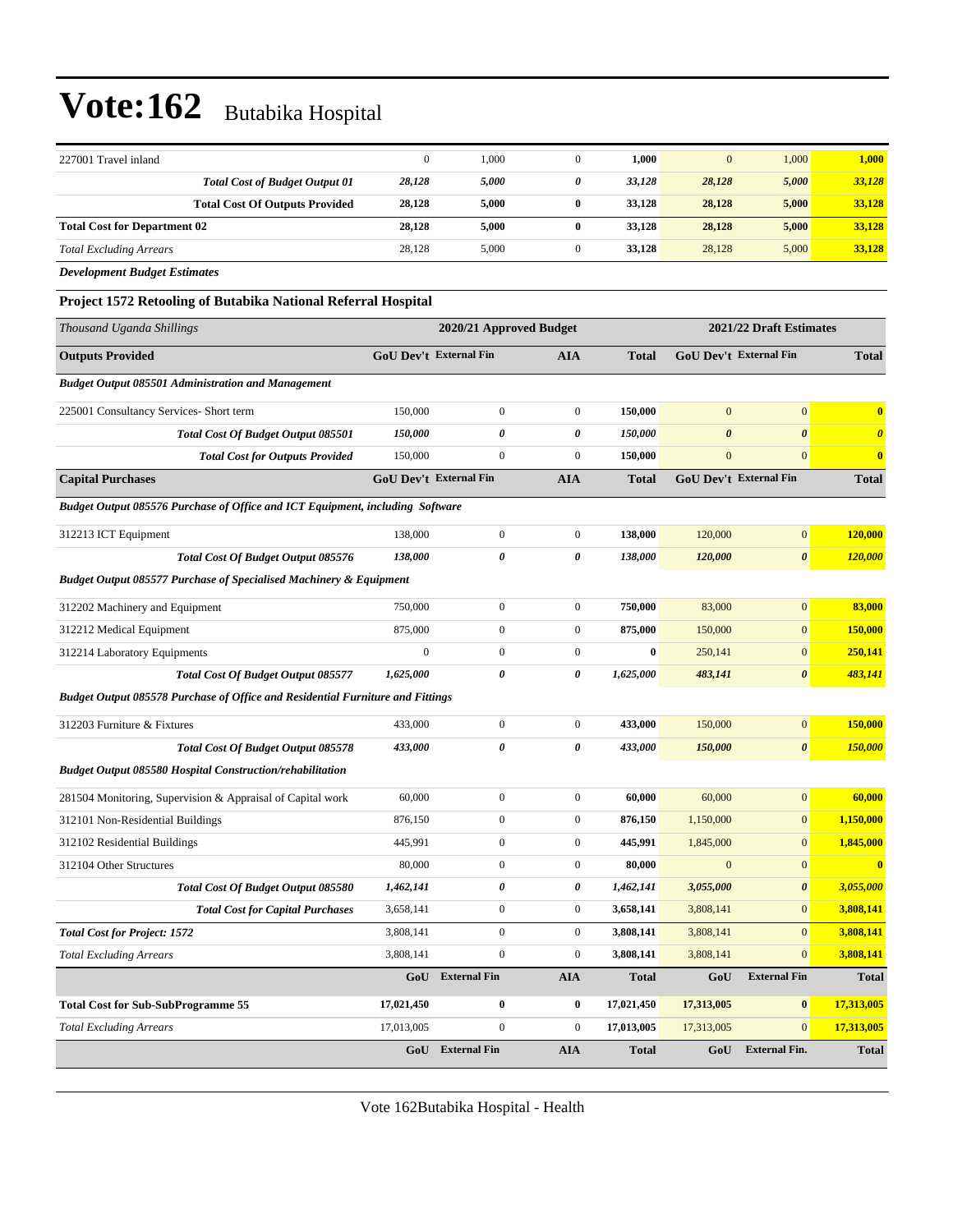# Vote:162 Butabika Hospital

| | | | | | | | |
|---|---|---|---|---|---|---|---|
| 227001 Travel inland | 0 | 1,000 | 0 | **1,000** | 0 | 1,000 | **1,000** |
| ***Total Cost of Budget Output 01*** | ***28,128*** | ***5,000*** | ***0*** | ***33,128*** | ***28,128*** | ***5,000*** | ***33,128*** |
| **Total Cost Of Outputs Provided** | **28,128** | **5,000** | **0** | **33,128** | **28,128** | **5,000** | **33,128** |
| **Total Cost for Department 02** | **28,128** | **5,000** | **0** | **33,128** | **28,128** | **5,000** | **33,128** |
| *Total Excluding Arrears* | 28,128 | 5,000 | 0 | **33,128** | 28,128 | 5,000 | **33,128** |

***Development Budget Estimates***

**Project 1572 Retooling of Butabika National Referral Hospital**

| *Thousand Uganda Shillings* | 2020/21 Approved Budget | | | | 2021/22 Draft Estimates | | |
|---|---|---|---|---|---|---|---|
| **Outputs Provided** | **GoU Dev't** | **External Fin** | **AIA** | **Total** | **GoU Dev't** | **External Fin** | **Total** |
| ***Budget Output 085501 Administration and Management*** | | | | | | | |
| 225001 Consultancy Services- Short term | 150,000 | 0 | 0 | **150,000** | 0 | 0 | **0** |
| ***Total Cost Of Budget Output 085501*** | ***150,000*** | ***0*** | ***0*** | ***150,000*** | ***0*** | ***0*** | ***0*** |
| ***Total Cost for Outputs Provided*** | 150,000 | 0 | 0 | **150,000** | 0 | 0 | **0** |
| **Capital Purchases** | **GoU Dev't** | **External Fin** | **AIA** | **Total** | **GoU Dev't** | **External Fin** | **Total** |
| ***Budget Output 085576 Purchase of Office and ICT Equipment, including Software*** | | | | | | | |
| 312213 ICT Equipment | 138,000 | 0 | 0 | **138,000** | 120,000 | 0 | **120,000** |
| ***Total Cost Of Budget Output 085576*** | ***138,000*** | ***0*** | ***0*** | ***138,000*** | ***120,000*** | ***0*** | ***120,000*** |
| ***Budget Output 085577 Purchase of Specialised Machinery & Equipment*** | | | | | | | |
| 312202 Machinery and Equipment | 750,000 | 0 | 0 | **750,000** | 83,000 | 0 | **83,000** |
| 312212 Medical Equipment | 875,000 | 0 | 0 | **875,000** | 150,000 | 0 | **150,000** |
| 312214 Laboratory Equipments | 0 | 0 | 0 | **0** | 250,141 | 0 | **250,141** |
| ***Total Cost Of Budget Output 085577*** | ***1,625,000*** | ***0*** | ***0*** | ***1,625,000*** | ***483,141*** | ***0*** | ***483,141*** |
| ***Budget Output 085578 Purchase of Office and Residential Furniture and Fittings*** | | | | | | | |
| 312203 Furniture & Fixtures | 433,000 | 0 | 0 | **433,000** | 150,000 | 0 | **150,000** |
| ***Total Cost Of Budget Output 085578*** | ***433,000*** | ***0*** | ***0*** | ***433,000*** | ***150,000*** | ***0*** | ***150,000*** |
| ***Budget Output 085580 Hospital Construction/rehabilitation*** | | | | | | | |
| 281504 Monitoring, Supervision & Appraisal of Capital work | 60,000 | 0 | 0 | **60,000** | 60,000 | 0 | **60,000** |
| 312101 Non-Residential Buildings | 876,150 | 0 | 0 | **876,150** | 1,150,000 | 0 | **1,150,000** |
| 312102 Residential Buildings | 445,991 | 0 | 0 | **445,991** | 1,845,000 | 0 | **1,845,000** |
| 312104 Other Structures | 80,000 | 0 | 0 | **80,000** | 0 | 0 | **0** |
| ***Total Cost Of Budget Output 085580*** | ***1,462,141*** | ***0*** | ***0*** | ***1,462,141*** | ***3,055,000*** | ***0*** | ***3,055,000*** |
| ***Total Cost for Capital Purchases*** | 3,658,141 | 0 | 0 | **3,658,141** | 3,808,141 | 0 | **3,808,141** |
| ***Total Cost for Project: 1572*** | 3,808,141 | 0 | 0 | **3,808,141** | 3,808,141 | 0 | **3,808,141** |
| *Total Excluding Arrears* | 3,808,141 | 0 | 0 | **3,808,141** | 3,808,141 | 0 | **3,808,141** |
| | **GoU** | **External Fin** | **AIA** | **Total** | **GoU** | **External Fin** | **Total** |
| **Total Cost for Sub-SubProgramme 55** | **17,021,450** | **0** | **0** | **17,021,450** | **17,313,005** | **0** | **17,313,005** |
| *Total Excluding Arrears* | 17,013,005 | 0 | 0 | **17,013,005** | 17,313,005 | 0 | **17,313,005** |
| | **GoU** | **External Fin** | **AIA** | **Total** | **GoU** | **External Fin.** | **Total** |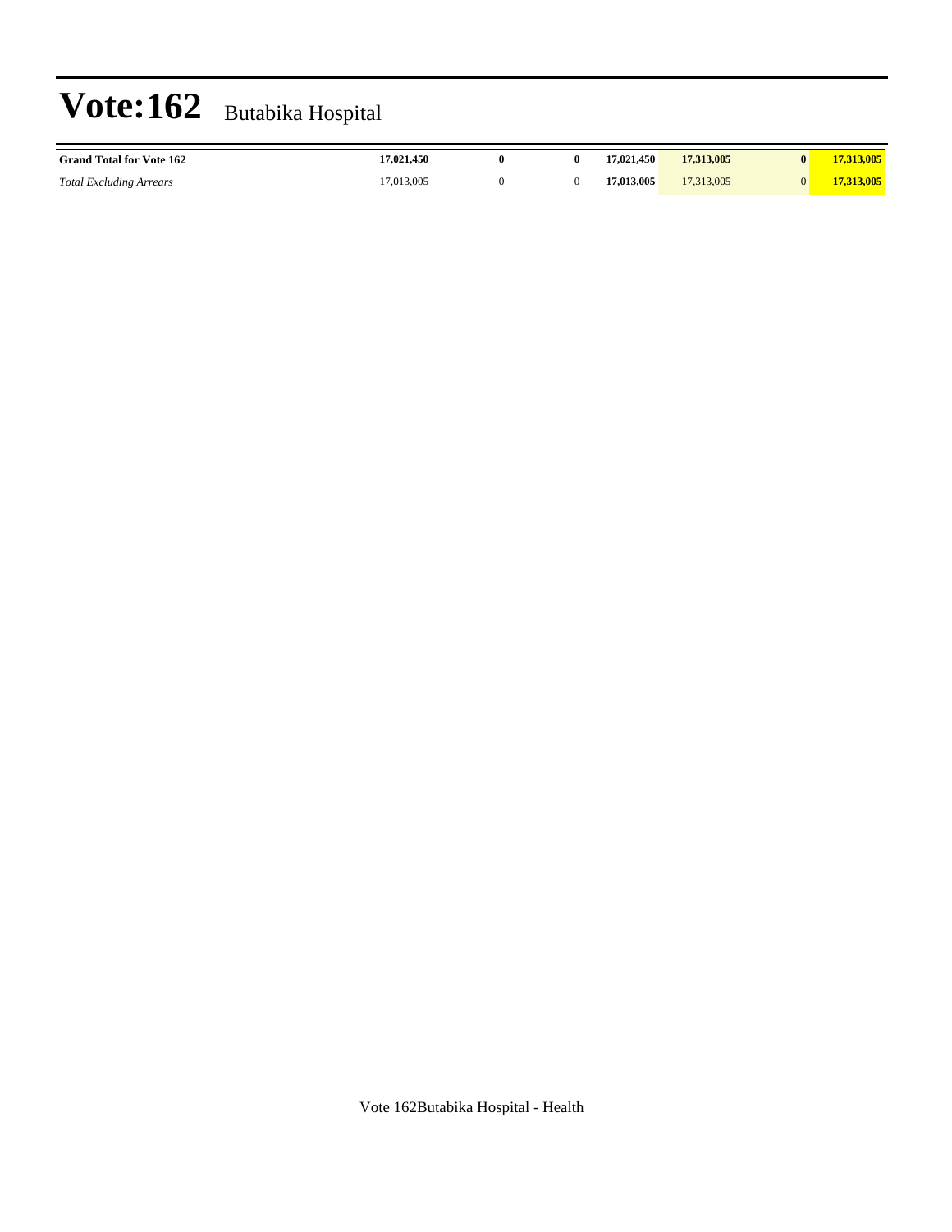| | | | | | | | |
|---|---|---|---|---|---|---|---|
| **Grand Total for Vote 162** | **17,021,450** | **0** | **0** | **17,021,450** | **17,313,005** | **0** | **17,313,005** |
| *Total Excluding Arrears* | 17,013,005 | 0 | 0 | **17,013,005** | 17,313,005 | 0 | **17,313,005** |